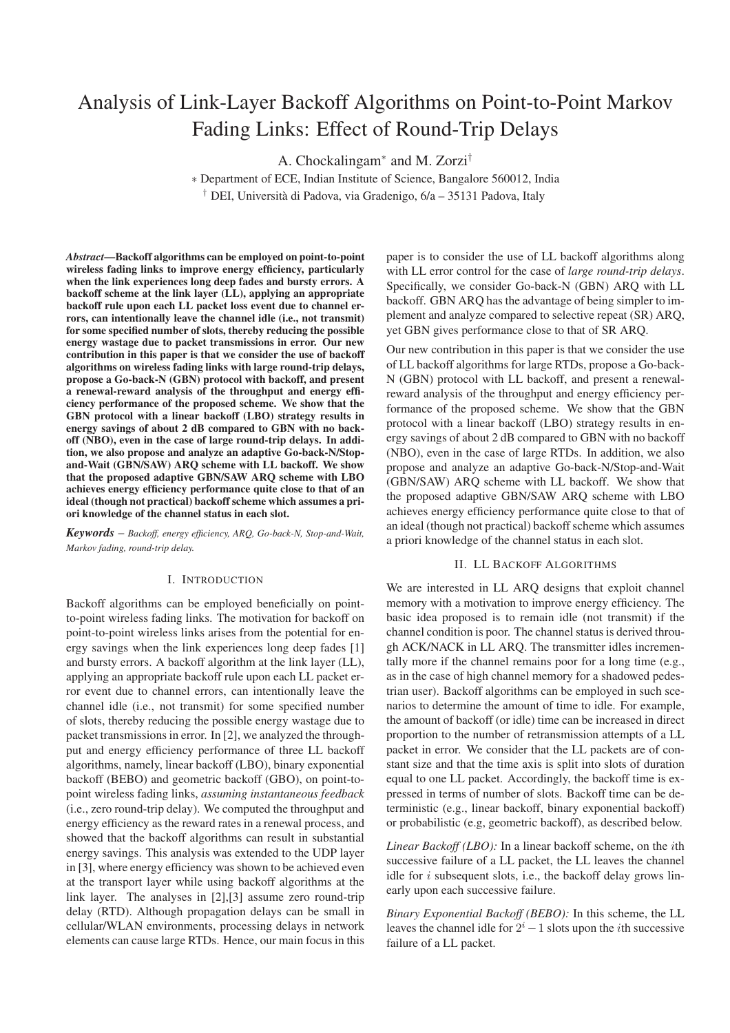# Analysis of Link-Layer Backoff Algorithms on Point-to-Point Markov Fading Links: Effect of Round-Trip Delays

A. Chockalingam* and M. Zorzi†

* Department of ECE, Indian Institute of Science, Bangalore 560012, India

† DEI, Università di Padova, via Gradenigo, 6/a – 35131 Padova, Italy

***Abstract*—Backoff algorithms can be employed on point-to-point wireless fading links to improve energy efficiency, particularly when the link experiences long deep fades and bursty errors. A backoff scheme at the link layer (LL), applying an appropriate backoff rule upon each LL packet loss event due to channel errors, can intentionally leave the channel idle (i.e., not transmit) for some specified number of slots, thereby reducing the possible energy wastage due to packet transmissions in error. Our new contribution in this paper is that we consider the use of backoff algorithms on wireless fading links with large round-trip delays, propose a Go-back-N (GBN) protocol with backoff, and present a renewal-reward analysis of the throughput and energy efficiency performance of the proposed scheme. We show that the GBN protocol with a linear backoff (LBO) strategy results in energy savings of about 2 dB compared to GBN with no backoff (NBO), even in the case of large round-trip delays. In addition, we also propose and analyze an adaptive Go-back-N/Stop-and-Wait (GBN/SAW) ARQ scheme with LL backoff. We show that the proposed adaptive GBN/SAW ARQ scheme with LBO achieves energy efficiency performance quite close to that of an ideal (though not practical) backoff scheme which assumes a priori knowledge of the channel status in each slot.**

***Keywords*** – *Backoff, energy efficiency, ARQ, Go-back-N, Stop-and-Wait, Markov fading, round-trip delay.*

## I. Introduction

Backoff algorithms can be employed beneficially on point-to-point wireless fading links. The motivation for backoff on point-to-point wireless links arises from the potential for energy savings when the link experiences long deep fades [1] and bursty errors. A backoff algorithm at the link layer (LL), applying an appropriate backoff rule upon each LL packet error event due to channel errors, can intentionally leave the channel idle (i.e., not transmit) for some specified number of slots, thereby reducing the possible energy wastage due to packet transmissions in error. In [2], we analyzed the throughput and energy efficiency performance of three LL backoff algorithms, namely, linear backoff (LBO), binary exponential backoff (BEBO) and geometric backoff (GBO), on point-to-point wireless fading links, *assuming instantaneous feedback* (i.e., zero round-trip delay). We computed the throughput and energy efficiency as the reward rates in a renewal process, and showed that the backoff algorithms can result in substantial energy savings. This analysis was extended to the UDP layer in [3], where energy efficiency was shown to be achieved even at the transport layer while using backoff algorithms at the link layer. The analyses in [2],[3] assume zero round-trip delay (RTD). Although propagation delays can be small in cellular/WLAN environments, processing delays in network elements can cause large RTDs. Hence, our main focus in this paper is to consider the use of LL backoff algorithms along with LL error control for the case of *large round-trip delays*. Specifically, we consider Go-back-N (GBN) ARQ with LL backoff. GBN ARQ has the advantage of being simpler to implement and analyze compared to selective repeat (SR) ARQ, yet GBN gives performance close to that of SR ARQ.

Our new contribution in this paper is that we consider the use of LL backoff algorithms for large RTDs, propose a Go-back-N (GBN) protocol with LL backoff, and present a renewal-reward analysis of the throughput and energy efficiency performance of the proposed scheme. We show that the GBN protocol with a linear backoff (LBO) strategy results in energy savings of about 2 dB compared to GBN with no backoff (NBO), even in the case of large RTDs. In addition, we also propose and analyze an adaptive Go-back-N/Stop-and-Wait (GBN/SAW) ARQ scheme with LL backoff. We show that the proposed adaptive GBN/SAW ARQ scheme with LBO achieves energy efficiency performance quite close to that of an ideal (though not practical) backoff scheme which assumes a priori knowledge of the channel status in each slot.

## II. LL Backoff Algorithms

We are interested in LL ARQ designs that exploit channel memory with a motivation to improve energy efficiency. The basic idea proposed is to remain idle (not transmit) if the channel condition is poor. The channel status is derived through ACK/NACK in LL ARQ. The transmitter idles incrementally more if the channel remains poor for a long time (e.g., as in the case of high channel memory for a shadowed pedestrian user). Backoff algorithms can be employed in such scenarios to determine the amount of time to idle. For example, the amount of backoff (or idle) time can be increased in direct proportion to the number of retransmission attempts of a LL packet in error. We consider that the LL packets are of constant size and that the time axis is split into slots of duration equal to one LL packet. Accordingly, the backoff time is expressed in terms of number of slots. Backoff time can be deterministic (e.g., linear backoff, binary exponential backoff) or probabilistic (e.g, geometric backoff), as described below.

*Linear Backoff (LBO):* In a linear backoff scheme, on the $i$th successive failure of a LL packet, the LL leaves the channel idle for $i$ subsequent slots, i.e., the backoff delay grows linearly upon each successive failure.

*Binary Exponential Backoff (BEBO):* In this scheme, the LL leaves the channel idle for $2^i - 1$ slots upon the $i$th successive failure of a LL packet.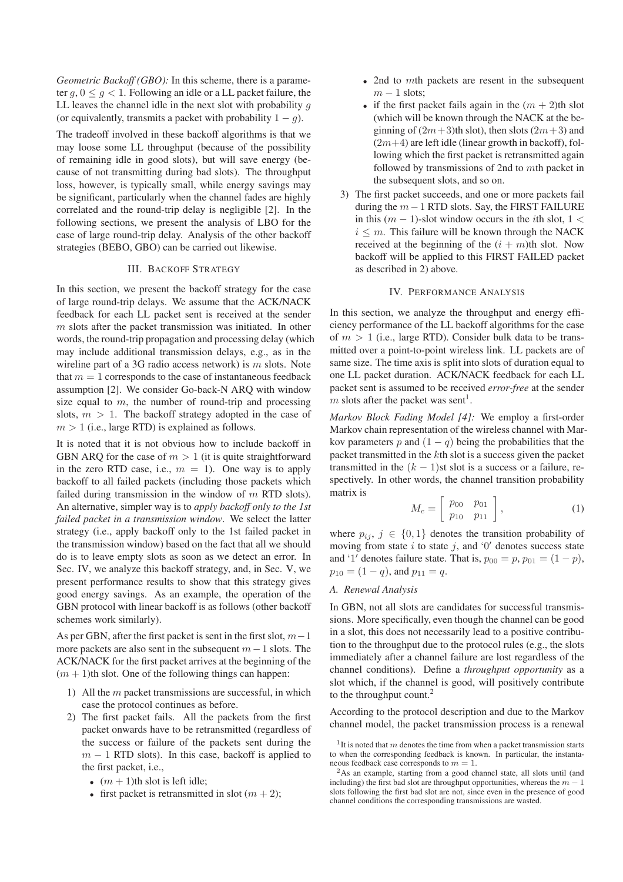*Geometric Backoff (GBO):* In this scheme, there is a parameter $g$, $0 \leq g < 1$. Following an idle or a LL packet failure, the LL leaves the channel idle in the next slot with probability $g$ (or equivalently, transmits a packet with probability $1 - g$).

The tradeoff involved in these backoff algorithms is that we may loose some LL throughput (because of the possibility of remaining idle in good slots), but will save energy (because of not transmitting during bad slots). The throughput loss, however, is typically small, while energy savings may be significant, particularly when the channel fades are highly correlated and the round-trip delay is negligible [2]. In the following sections, we present the analysis of LBO for the case of large round-trip delay. Analysis of the other backoff strategies (BEBO, GBO) can be carried out likewise.

## III. Backoff Strategy

In this section, we present the backoff strategy for the case of large round-trip delays. We assume that the ACK/NACK feedback for each LL packet sent is received at the sender $m$ slots after the packet transmission was initiated. In other words, the round-trip propagation and processing delay (which may include additional transmission delays, e.g., as in the wireline part of a 3G radio access network) is $m$ slots. Note that $m = 1$ corresponds to the case of instantaneous feedback assumption [2]. We consider Go-back-N ARQ with window size equal to $m$, the number of round-trip and processing slots, $m > 1$. The backoff strategy adopted in the case of $m > 1$ (i.e., large RTD) is explained as follows.

It is noted that it is not obvious how to include backoff in GBN ARQ for the case of $m > 1$ (it is quite straightforward in the zero RTD case, i.e., $m = 1$). One way is to apply backoff to all failed packets (including those packets which failed during transmission in the window of $m$ RTD slots). An alternative, simpler way is to *apply backoff only to the 1st failed packet in a transmission window*. We select the latter strategy (i.e., apply backoff only to the 1st failed packet in the transmission window) based on the fact that all we should do is to leave empty slots as soon as we detect an error. In Sec. IV, we analyze this backoff strategy, and, in Sec. V, we present performance results to show that this strategy gives good energy savings. As an example, the operation of the GBN protocol with linear backoff is as follows (other backoff schemes work similarly).

As per GBN, after the first packet is sent in the first slot, $m-1$ more packets are also sent in the subsequent $m - 1$ slots. The ACK/NACK for the first packet arrives at the beginning of the $(m + 1)$th slot. One of the following things can happen:

1) All the $m$ packet transmissions are successful, in which case the protocol continues as before.
2) The first packet fails. All the packets from the first packet onwards have to be retransmitted (regardless of the success or failure of the packets sent during the $m - 1$ RTD slots). In this case, backoff is applied to the first packet, i.e.,
   - $(m + 1)$th slot is left idle;
   - first packet is retransmitted in slot $(m + 2)$;
   - 2nd to $m$th packets are resent in the subsequent $m - 1$ slots;
   - if the first packet fails again in the $(m + 2)$th slot (which will be known through the NACK at the beginning of $(2m+3)$th slot), then slots $(2m+3)$ and $(2m+4)$ are left idle (linear growth in backoff), following which the first packet is retransmitted again followed by transmissions of 2nd to $m$th packet in the subsequent slots, and so on.
3) The first packet succeeds, and one or more packets fail during the $m - 1$ RTD slots. Say, the FIRST FAILURE in this $(m - 1)$-slot window occurs in the $i$th slot, $1 < i \leq m$. This failure will be known through the NACK received at the beginning of the $(i + m)$th slot. Now backoff will be applied to this FIRST FAILED packet as described in 2) above.

## IV. Performance Analysis

In this section, we analyze the throughput and energy efficiency performance of the LL backoff algorithms for the case of $m > 1$ (i.e., large RTD). Consider bulk data to be transmitted over a point-to-point wireless link. LL packets are of same size. The time axis is split into slots of duration equal to one LL packet duration. ACK/NACK feedback for each LL packet sent is assumed to be received *error-free* at the sender $m$ slots after the packet was sent[1].

*Markov Block Fading Model [4]:* We employ a first-order Markov chain representation of the wireless channel with Markov parameters $p$ and $(1 - q)$ being the probabilities that the packet transmitted in the $k$th slot is a success given the packet transmitted in the $(k - 1)$st slot is a success or a failure, respectively. In other words, the channel transition probability matrix is

$$M_c = \begin{bmatrix} p_{00} & p_{01} \\ p_{10} & p_{11} \end{bmatrix}, \tag{1}$$

where $p_{ij}$, $j \in \{0, 1\}$ denotes the transition probability of moving from state $i$ to state $j$, and '0' denotes success state and '1' denotes failure state. That is, $p_{00} = p$, $p_{01} = (1 - p)$, $p_{10} = (1 - q)$, and $p_{11} = q$.

### A. Renewal Analysis

In GBN, not all slots are candidates for successful transmissions. More specifically, even though the channel can be good in a slot, this does not necessarily lead to a positive contribution to the throughput due to the protocol rules (e.g., the slots immediately after a channel failure are lost regardless of the channel conditions). Define a *throughput opportunity* as a slot which, if the channel is good, will positively contribute to the throughput count.[2]

According to the protocol description and due to the Markov channel model, the packet transmission process is a renewal

[1] It is noted that $m$ denotes the time from when a packet transmission starts to when the corresponding feedback is known. In particular, the instantaneous feedback case corresponds to $m = 1$.

[2] As an example, starting from a good channel state, all slots until (and including) the first bad slot are throughput opportunities, whereas the $m - 1$ slots following the first bad slot are not, since even in the presence of good channel conditions the corresponding transmissions are wasted.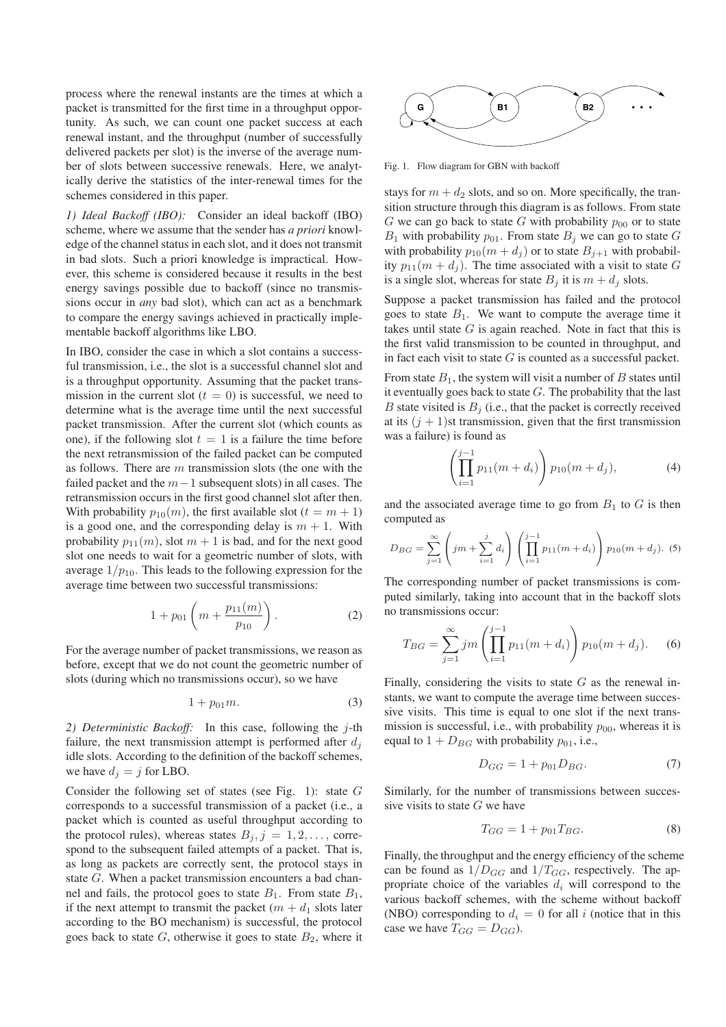process where the renewal instants are the times at which a packet is transmitted for the first time in a throughput opportunity. As such, we can count one packet success at each renewal instant, and the throughput (number of successfully delivered packets per slot) is the inverse of the average number of slots between successive renewals. Here, we analytically derive the statistics of the inter-renewal times for the schemes considered in this paper.

*1) Ideal Backoff (IBO):* Consider an ideal backoff (IBO) scheme, where we assume that the sender has *a priori* knowledge of the channel status in each slot, and it does not transmit in bad slots. Such a priori knowledge is impractical. However, this scheme is considered because it results in the best energy savings possible due to backoff (since no transmissions occur in *any* bad slot), which can act as a benchmark to compare the energy savings achieved in practically implementable backoff algorithms like LBO.

In IBO, consider the case in which a slot contains a successful transmission, i.e., the slot is a successful channel slot and is a throughput opportunity. Assuming that the packet transmission in the current slot ($t = 0$) is successful, we need to determine what is the average time until the next successful packet transmission. After the current slot (which counts as one), if the following slot $t = 1$ is a failure the time before the next retransmission of the failed packet can be computed as follows. There are $m$ transmission slots (the one with the failed packet and the $m-1$ subsequent slots) in all cases. The retransmission occurs in the first good channel slot after then. With probability $p_{10}(m)$, the first available slot ($t = m+1$) is a good one, and the corresponding delay is $m + 1$. With probability $p_{11}(m)$, slot $m + 1$ is bad, and for the next good slot one needs to wait for a geometric number of slots, with average $1/p_{10}$. This leads to the following expression for the average time between two successful transmissions:

$$1 + p_{01}\left(m + \frac{p_{11}(m)}{p_{10}}\right). \tag{2}$$

For the average number of packet transmissions, we reason as before, except that we do not count the geometric number of slots (during which no transmissions occur), so we have

$$1 + p_{01}m. \tag{3}$$

*2) Deterministic Backoff:* In this case, following the $j$-th failure, the next transmission attempt is performed after $d_j$ idle slots. According to the definition of the backoff schemes, we have $d_j = j$ for LBO.

Consider the following set of states (see Fig. 1): state $G$ corresponds to a successful transmission of a packet (i.e., a packet which is counted as useful throughput according to the protocol rules), whereas states $B_j, j = 1, 2, \ldots$, correspond to the subsequent failed attempts of a packet. That is, as long as packets are correctly sent, the protocol stays in state $G$. When a packet transmission encounters a bad channel and fails, the protocol goes to state $B_1$. From state $B_1$, if the next attempt to transmit the packet ($m + d_1$ slots later according to the BO mechanism) is successful, the protocol goes back to state $G$, otherwise it goes to state $B_2$, where it stays for $m + d_2$ slots, and so on. More specifically, the transition structure through this diagram is as follows. From state $G$ we can go back to state $G$ with probability $p_{00}$ or to state $B_1$ with probability $p_{01}$. From state $B_j$ we can go to state $G$ with probability $p_{10}(m + d_j)$ or to state $B_{j+1}$ with probability $p_{11}(m + d_j)$. The time associated with a visit to state $G$ is a single slot, whereas for state $B_j$ it is $m + d_j$ slots.

Fig. 1. Flow diagram for GBN with backoff

Suppose a packet transmission has failed and the protocol goes to state $B_1$. We want to compute the average time it takes until state $G$ is again reached. Note in fact that this is the first valid transmission to be counted in throughput, and in fact each visit to state $G$ is counted as a successful packet.

From state $B_1$, the system will visit a number of $B$ states until it eventually goes back to state $G$. The probability that the last $B$ state visited is $B_j$ (i.e., that the packet is correctly received at its $(j+1)$st transmission, given that the first transmission was a failure) is found as

$$\left(\prod_{i=1}^{j-1} p_{11}(m + d_i)\right) p_{10}(m + d_j), \tag{4}$$

and the associated average time to go from $B_1$ to $G$ is then computed as

$$D_{BG} = \sum_{j=1}^{\infty}\left(jm + \sum_{i=1}^{j} d_i\right)\left(\prod_{i=1}^{j-1} p_{11}(m + d_i)\right) p_{10}(m + d_j). \tag{5}$$

The corresponding number of packet transmissions is computed similarly, taking into account that in the backoff slots no transmissions occur:

$$T_{BG} = \sum_{j=1}^{\infty} jm \left(\prod_{i=1}^{j-1} p_{11}(m + d_i)\right) p_{10}(m + d_j). \tag{6}$$

Finally, considering the visits to state $G$ as the renewal instants, we want to compute the average time between successive visits. This time is equal to one slot if the next transmission is successful, i.e., with probability $p_{00}$, whereas it is equal to $1 + D_{BG}$ with probability $p_{01}$, i.e.,

$$D_{GG} = 1 + p_{01} D_{BG}. \tag{7}$$

Similarly, for the number of transmissions between successive visits to state $G$ we have

$$T_{GG} = 1 + p_{01} T_{BG}. \tag{8}$$

Finally, the throughput and the energy efficiency of the scheme can be found as $1/D_{GG}$ and $1/T_{GG}$, respectively. The appropriate choice of the variables $d_i$ will correspond to the various backoff schemes, with the scheme without backoff (NBO) corresponding to $d_i = 0$ for all $i$ (notice that in this case we have $T_{GG} = D_{GG}$).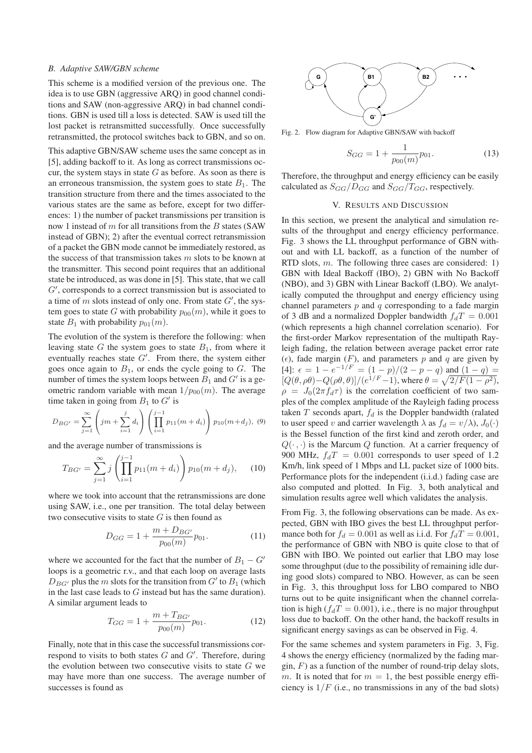### B. Adaptive SAW/GBN scheme

This scheme is a modified version of the previous one. The idea is to use GBN (aggressive ARQ) in good channel conditions and SAW (non-aggressive ARQ) in bad channel conditions. GBN is used till a loss is detected. SAW is used till the lost packet is retransmitted successfully. Once successfully retransmitted, the protocol switches back to GBN, and so on.

This adaptive GBN/SAW scheme uses the same concept as in [5], adding backoff to it. As long as correct transmissions occur, the system stays in state $G$ as before. As soon as there is an erroneous transmission, the system goes to state $B_1$. The transition structure from there and the times associated to the various states are the same as before, except for two differences: 1) the number of packet transmissions per transition is now 1 instead of $m$ for all transitions from the $B$ states (SAW instead of GBN); 2) after the eventual correct retransmission of a packet the GBN mode cannot be immediately restored, as the success of that transmission takes $m$ slots to be known at the transmitter. This second point requires that an additional state be introduced, as was done in [5]. This state, that we call $G'$, corresponds to a correct transmission but is associated to a time of $m$ slots instead of only one. From state $G'$, the system goes to state $G$ with probability $p_{00}(m)$, while it goes to state $B_1$ with probability $p_{01}(m)$.

The evolution of the system is therefore the following: when leaving state $G$ the system goes to state $B_1$, from where it eventually reaches state $G'$. From there, the system either goes once again to $B_1$, or ends the cycle going to $G$. The number of times the system loops between $B_1$ and $G'$ is a geometric random variable with mean $1/p_{00}(m)$. The average time taken in going from $B_1$ to $G'$ is

$$D_{BG'} = \sum_{j=1}^{\infty} \left( jm + \sum_{i=1}^{j} d_i \right) \left( \prod_{i=1}^{j-1} p_{11}(m+d_i) \right) p_{00}(m+d_j), \quad (9)$$

and the average number of transmissions is

$$T_{BG'} = \sum_{j=1}^{\infty} j \left( \prod_{i=1}^{j-1} p_{11}(m+d_i) \right) p_{10}(m+d_j), \quad (10)$$

where we took into account that the retransmissions are done using SAW, i.e., one per transition. The total delay between two consecutive visits to state $G$ is then found as

$$D_{GG} = 1 + \frac{m + D_{BG'}}{p_{00}(m)} p_{01}. \quad (11)$$

where we accounted for the fact that the number of $B_1 - G'$ loops is a geometric r.v., and that each loop on average lasts $D_{BG'}$ plus the $m$ slots for the transition from $G'$ to $B_1$ (which in the last case leads to $G$ instead but has the same duration). A similar argument leads to

$$T_{GG} = 1 + \frac{m + T_{BG'}}{p_{00}(m)} p_{01}. \quad (12)$$

Finally, note that in this case the successful transmissions correspond to visits to both states $G$ and $G'$. Therefore, during the evolution between two consecutive visits to state $G$ we may have more than one success. The average number of successes is found as

Fig. 2. Flow diagram for Adaptive GBN/SAW with backoff

$$S_{GG} = 1 + \frac{1}{p_{00}(m)} p_{01}. \quad (13)$$

Therefore, the throughput and energy efficiency can be easily calculated as $S_{GG}/D_{GG}$ and $S_{GG}/T_{GG}$, respectively.

## V. Results and Discussion

In this section, we present the analytical and simulation results of the throughput and energy efficiency performance. Fig. 3 shows the LL throughput performance of GBN without and with LL backoff, as a function of the number of RTD slots, $m$. The following three cases are considered: 1) GBN with Ideal Backoff (IBO), 2) GBN with No Backoff (NBO), and 3) GBN with Linear Backoff (LBO). We analytically computed the throughput and energy efficiency using channel parameters $p$ and $q$ corresponding to a fade margin of 3 dB and a normalized Doppler bandwidth $f_dT = 0.001$ (which represents a high channel correlation scenario). For the first-order Markov representation of the multipath Rayleigh fading, the relation between average packet error rate ($\epsilon$), fade margin ($F$), and parameters $p$ and $q$ are given by [4]: $\epsilon = 1 - e^{-1/F} = (1-p)/(2-p-q)$ and $(1-q) = [Q(\theta, \rho\theta) - Q(\rho\theta, \theta)]/(e^{1/F} - 1)$, where $\theta = \sqrt{2/F(1-\rho^2)}$, $\rho = J_0(2\pi f_d \tau)$ is the correlation coefficient of two samples of the complex amplitude of the Rayleigh fading process taken $T$ seconds apart, $f_d$ is the Doppler bandwidth (ralated to user speed $v$ and carrier wavelength $\lambda$ as $f_d = v/\lambda$), $J_0(\cdot)$ is the Bessel function of the first kind and zeroth order, and $Q(\cdot, \cdot)$ is the Marcum $Q$ function. At a carrier frequency of 900 MHz, $f_dT = 0.001$ corresponds to user speed of 1.2 Km/h, link speed of 1 Mbps and LL packet size of 1000 bits. Performance plots for the independent (i.i.d.) fading case are also computed and plotted. In Fig. 3, both analytical and simulation results agree well which validates the analysis.

From Fig. 3, the following observations can be made. As expected, GBN with IBO gives the best LL throughput performance both for $f_d = 0.001$ as well as i.i.d. For $f_dT = 0.001$, the performance of GBN with NBO is quite close to that of GBN with IBO. We pointed out earlier that LBO may lose some throughput (due to the possibility of remaining idle during good slots) compared to NBO. However, as can be seen in Fig. 3, this throughput loss for LBO compared to NBO turns out to be quite insignificant when the channel correlation is high ($f_dT = 0.001$), i.e., there is no major throughput loss due to backoff. On the other hand, the backoff results in significant energy savings as can be observed in Fig. 4.

For the same schemes and system parameters in Fig. 3, Fig. 4 shows the energy efficiency (normalized by the fading margin, $F$) as a function of the number of round-trip delay slots, $m$. It is noted that for $m = 1$, the best possible energy efficiency is $1/F$ (i.e., no transmissions in any of the bad slots)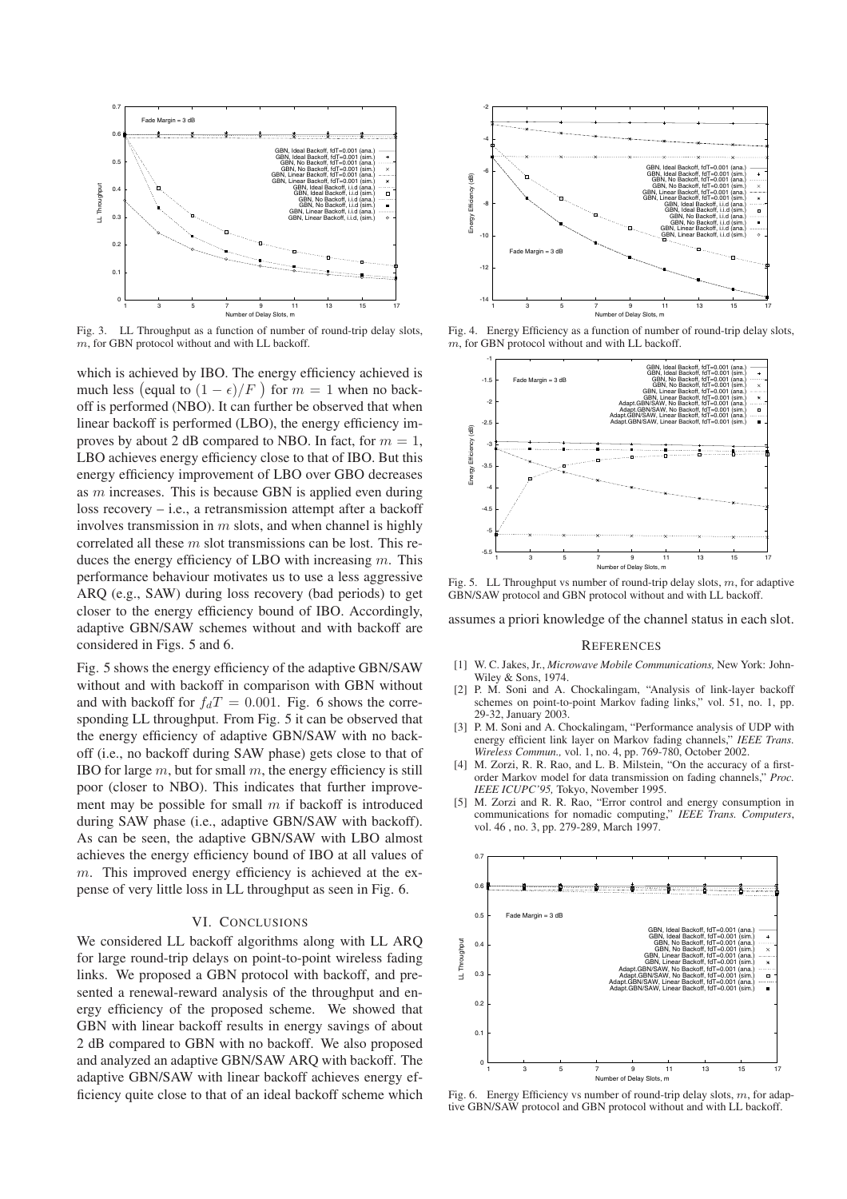Fade Margin = 3 dB

LL Throughput

Number of Delay Slots, m

GBN, Ideal Backoff, fdT=0.001 (ana.)
GBN, Ideal Backoff, fdT=0.001 (sim.)
GBN, No Backoff, fdT=0.001 (ana.)
GBN, No Backoff, fdT=0.001 (sim.)
GBN, Linear Backoff, fdT=0.001 (ana.)
GBN, Linear Backoff, fdT=0.001 (sim.)
GBN, Ideal Backoff, i.i.d (ana.)
GBN, Ideal Backoff, i.i.d (sim.)
GBN, No Backoff, i.i.d (ana.)
GBN, No Backoff, i.i.d (sim.)
GBN, Linear Backoff, i.i.d (ana.)
GBN, Linear Backoff, i.i.d, (sim.)

Fig. 3. LL Throughput as a function of number of round-trip delay slots, $m$, for GBN protocol without and with LL backoff.

Fade Margin = 3 dB

Energy Efficiency (dB)

Number of Delay Slots, m

GBN, Ideal Backoff, fdT=0.001 (ana.)
GBN, Ideal Backoff, fdT=0.001 (sim.)
GBN, No Backoff, fdT=0.001 (ana.)
GBN, No Backoff, fdT=0.001 (sim.)
GBN, Linear Backoff, fdT=0.001 (ana.)
GBN, Linear Backoff, fdT=0.001 (sim.)
GBN, Ideal Backoff, i.i.d (ana.)
GBN, Ideal Backoff, i.i.d (sim.)
GBN, No Backoff, i.i.d (ana.)
GBN, No Backoff, i.i.d (sim.)
GBN, Linear Backoff, i.i.d (ana.)
GBN, Linear Backoff, i.i.d (sim.)

Fig. 4. Energy Efficiency as a function of number of round-trip delay slots, $m$, for GBN protocol without and with LL backoff.

which is achieved by IBO. The energy efficiency achieved is much less (equal to $(1-\epsilon)/F$) for $m = 1$ when no backoff is performed (NBO). It can further be observed that when linear backoff is performed (LBO), the energy efficiency improves by about 2 dB compared to NBO. In fact, for $m = 1$, LBO achieves energy efficiency close to that of IBO. But this energy efficiency improvement of LBO over GBO decreases as $m$ increases. This is because GBN is applied even during loss recovery – i.e., a retransmission attempt after a backoff involves transmission in $m$ slots, and when channel is highly correlated all these $m$ slot transmissions can be lost. This reduces the energy efficiency of LBO with increasing $m$. This performance behaviour motivates us to use a less aggressive ARQ (e.g., SAW) during loss recovery (bad periods) to get closer to the energy efficiency bound of IBO. Accordingly, adaptive GBN/SAW schemes without and with backoff are considered in Figs. 5 and 6.

Fig. 5 shows the energy efficiency of the adaptive GBN/SAW without and with backoff in comparison with GBN without and with backoff for $f_dT = 0.001$. Fig. 6 shows the corresponding LL throughput. From Fig. 5 it can be observed that the energy efficiency of adaptive GBN/SAW with no backoff (i.e., no backoff during SAW phase) gets close to that of IBO for large $m$, but for small $m$, the energy efficiency is still poor (closer to NBO). This indicates that further improvement may be possible for small $m$ if backoff is introduced during SAW phase (i.e., adaptive GBN/SAW with backoff). As can be seen, the adaptive GBN/SAW with LBO almost achieves the energy efficiency bound of IBO at all values of $m$. This improved energy efficiency is achieved at the expense of very little loss in LL throughput as seen in Fig. 6.

Fade Margin = 3 dB

Energy Efficiency (dB)

Number of Delay Slots, m

GBN, Ideal Backoff, fdT=0.001 (ana.)
GBN, Ideal Backoff, fdT=0.001 (sim.)
GBN, No Backoff, fdT=0.001 (ana.)
GBN, No Backoff, fdT=0.001 (sim.)
GBN, Linear Backoff, fdT=0.001 (ana.)
GBN, Linear Backoff, fdT=0.001 (sim.)
Adapt.GBN/SAW, No Backoff, fdT=0.001 (ana.)
Adapt.GBN/SAW, No Backoff, fdT=0.001 (sim.)
Adapt.GBN/SAW, Linear Backoff, fdT=0.001 (ana.)
Adapt.GBN/SAW, Linear Backoff, fdT=0.001 (sim.)

Fig. 5. LL Throughput vs number of round-trip delay slots, $m$, for adaptive GBN/SAW protocol and GBN protocol without and with LL backoff.

## VI. Conclusions

We considered LL backoff algorithms along with LL ARQ for large round-trip delays on point-to-point wireless fading links. We proposed a GBN protocol with backoff, and presented a renewal-reward analysis of the throughput and energy efficiency of the proposed scheme. We showed that GBN with linear backoff results in energy savings of about 2 dB compared to GBN with no backoff. We also proposed and analyzed an adaptive GBN/SAW ARQ with backoff. The adaptive GBN/SAW with linear backoff achieves energy efficiency quite close to that of an ideal backoff scheme which assumes a priori knowledge of the channel status in each slot.

## References

[1] W. C. Jakes, Jr., *Microwave Mobile Communications,* New York: John-Wiley & Sons, 1974.

[2] P. M. Soni and A. Chockalingam, "Analysis of link-layer backoff schemes on point-to-point Markov fading links," vol. 51, no. 1, pp. 29-32, January 2003.

[3] P. M. Soni and A. Chockalingam, "Performance analysis of UDP with energy efficient link layer on Markov fading channels," *IEEE Trans. Wireless Commun.,* vol. 1, no. 4, pp. 769-780, October 2002.

[4] M. Zorzi, R. R. Rao, and L. B. Milstein, "On the accuracy of a first-order Markov model for data transmission on fading channels," *Proc. IEEE ICUPC'95,* Tokyo, November 1995.

[5] M. Zorzi and R. R. Rao, "Error control and energy consumption in communications for nomadic computing," *IEEE Trans. Computers*, vol. 46 , no. 3, pp. 279-289, March 1997.

Fade Margin = 3 dB

LL Throughput

Number of Delay Slots, m

GBN, Ideal Backoff, fdT=0.001 (ana.)
GBN, Ideal Backoff, fdT=0.001 (sim.)
GBN, No Backoff, fdT=0.001 (ana.)
GBN, No Backoff, fdT=0.001 (sim.)
GBN, Linear Backoff, fdT=0.001 (ana.)
GBN, Linear Backoff, fdT=0.001 (sim.)
Adapt.GBN/SAW, No Backoff, fdT=0.001 (ana.)
Adapt.GBN/SAW, No Backoff, fdT=0.001 (sim.)
Adapt.GBN/SAW, Linear Backoff, fdT=0.001 (ana.)
Adapt.GBN/SAW, Linear Backoff, fdT=0.001 (sim.)

Fig. 6. Energy Efficiency vs number of round-trip delay slots, $m$, for adaptive GBN/SAW protocol and GBN protocol without and with LL backoff.